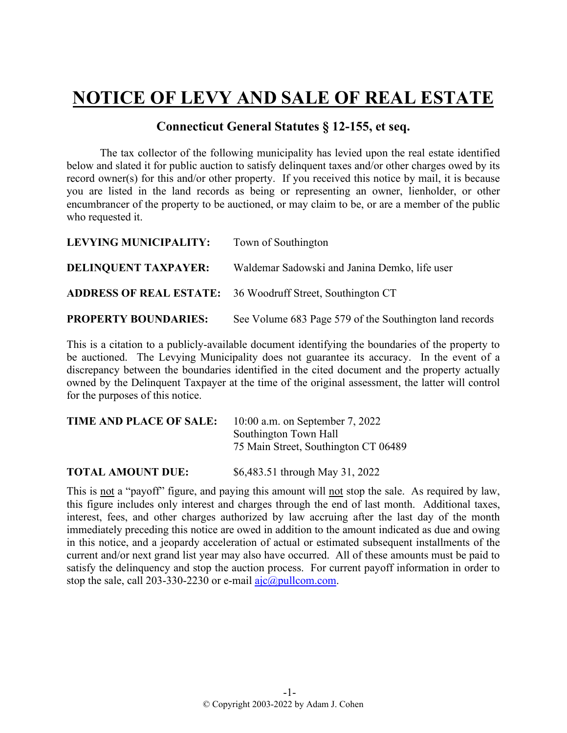# NOTICE OF LEVY AND SALE OF REAL ESTATE

## Connecticut General Statutes § 12-155, et seq.

The tax collector of the following municipality has levied upon the real estate identified below and slated it for public auction to satisfy delinquent taxes and/or other charges owed by its record owner(s) for this and/or other property. If you received this notice by mail, it is because you are listed in the land records as being or representing an owner, lienholder, or other encumbrancer of the property to be auctioned, or may claim to be, or are a member of the public who requested it.

**LEVYING MUNICIPALITY:** Town of Southington

**DELINQUENT TAXPAYER:** Waldemar Sadowski and Janina Demko, life user

**ADDRESS OF REAL ESTATE:** 36 Woodruff Street, Southington CT

**PROPERTY BOUNDARIES:** See Volume 683 Page 579 of the Southington land records

This is a citation to a publicly-available document identifying the boundaries of the property to be auctioned. The Levying Municipality does not guarantee its accuracy. In the event of a discrepancy between the boundaries identified in the cited document and the property actually owned by the Delinquent Taxpayer at the time of the original assessment, the latter will control for the purposes of this notice.

**TIME AND PLACE OF SALE:** 10:00 a.m. on September 7, 2022
Southington Town Hall
75 Main Street, Southington CT 06489

**TOTAL AMOUNT DUE:** $6,483.51 through May 31, 2022

This is not a "payoff" figure, and paying this amount will not stop the sale. As required by law, this figure includes only interest and charges through the end of last month. Additional taxes, interest, fees, and other charges authorized by law accruing after the last day of the month immediately preceding this notice are owed in addition to the amount indicated as due and owing in this notice, and a jeopardy acceleration of actual or estimated subsequent installments of the current and/or next grand list year may also have occurred. All of these amounts must be paid to satisfy the delinquency and stop the auction process. For current payoff information in order to stop the sale, call 203-330-2230 or e-mail ajc@pullcom.com.

© Copyright 2003-2022 by Adam J. Cohen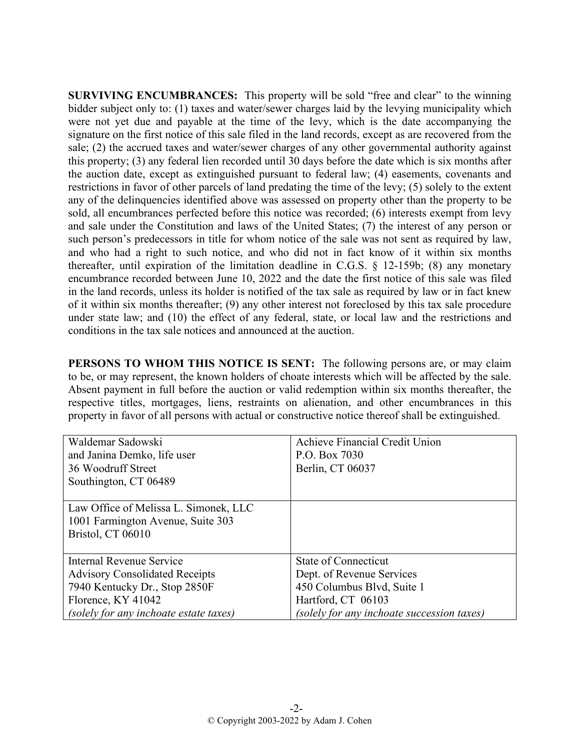**SURVIVING ENCUMBRANCES:** This property will be sold "free and clear" to the winning bidder subject only to: (1) taxes and water/sewer charges laid by the levying municipality which were not yet due and payable at the time of the levy, which is the date accompanying the signature on the first notice of this sale filed in the land records, except as are recovered from the sale; (2) the accrued taxes and water/sewer charges of any other governmental authority against this property; (3) any federal lien recorded until 30 days before the date which is six months after the auction date, except as extinguished pursuant to federal law; (4) easements, covenants and restrictions in favor of other parcels of land predating the time of the levy; (5) solely to the extent any of the delinquencies identified above was assessed on property other than the property to be sold, all encumbrances perfected before this notice was recorded; (6) interests exempt from levy and sale under the Constitution and laws of the United States; (7) the interest of any person or such person's predecessors in title for whom notice of the sale was not sent as required by law, and who had a right to such notice, and who did not in fact know of it within six months thereafter, until expiration of the limitation deadline in C.G.S. § 12-159b; (8) any monetary encumbrance recorded between June 10, 2022 and the date the first notice of this sale was filed in the land records, unless its holder is notified of the tax sale as required by law or in fact knew of it within six months thereafter; (9) any other interest not foreclosed by this tax sale procedure under state law; and (10) the effect of any federal, state, or local law and the restrictions and conditions in the tax sale notices and announced at the auction.

**PERSONS TO WHOM THIS NOTICE IS SENT:** The following persons are, or may claim to be, or may represent, the known holders of choate interests which will be affected by the sale. Absent payment in full before the auction or valid redemption within six months thereafter, the respective titles, mortgages, liens, restraints on alienation, and other encumbrances in this property in favor of all persons with actual or constructive notice thereof shall be extinguished.

| | |
|---|---|
| Waldemar Sadowski<br>and Janina Demko, life user<br>36 Woodruff Street<br>Southington, CT 06489 | Achieve Financial Credit Union<br>P.O. Box 7030<br>Berlin, CT 06037 |
| Law Office of Melissa L. Simonek, LLC<br>1001 Farmington Avenue, Suite 303<br>Bristol, CT 06010 | |
| Internal Revenue Service<br>Advisory Consolidated Receipts<br>7940 Kentucky Dr., Stop 2850F<br>Florence, KY 41042<br>*(solely for any inchoate estate taxes)* | State of Connecticut<br>Dept. of Revenue Services<br>450 Columbus Blvd, Suite 1<br>Hartford, CT 06103<br>*(solely for any inchoate succession taxes)* |

© Copyright 2003-2022 by Adam J. Cohen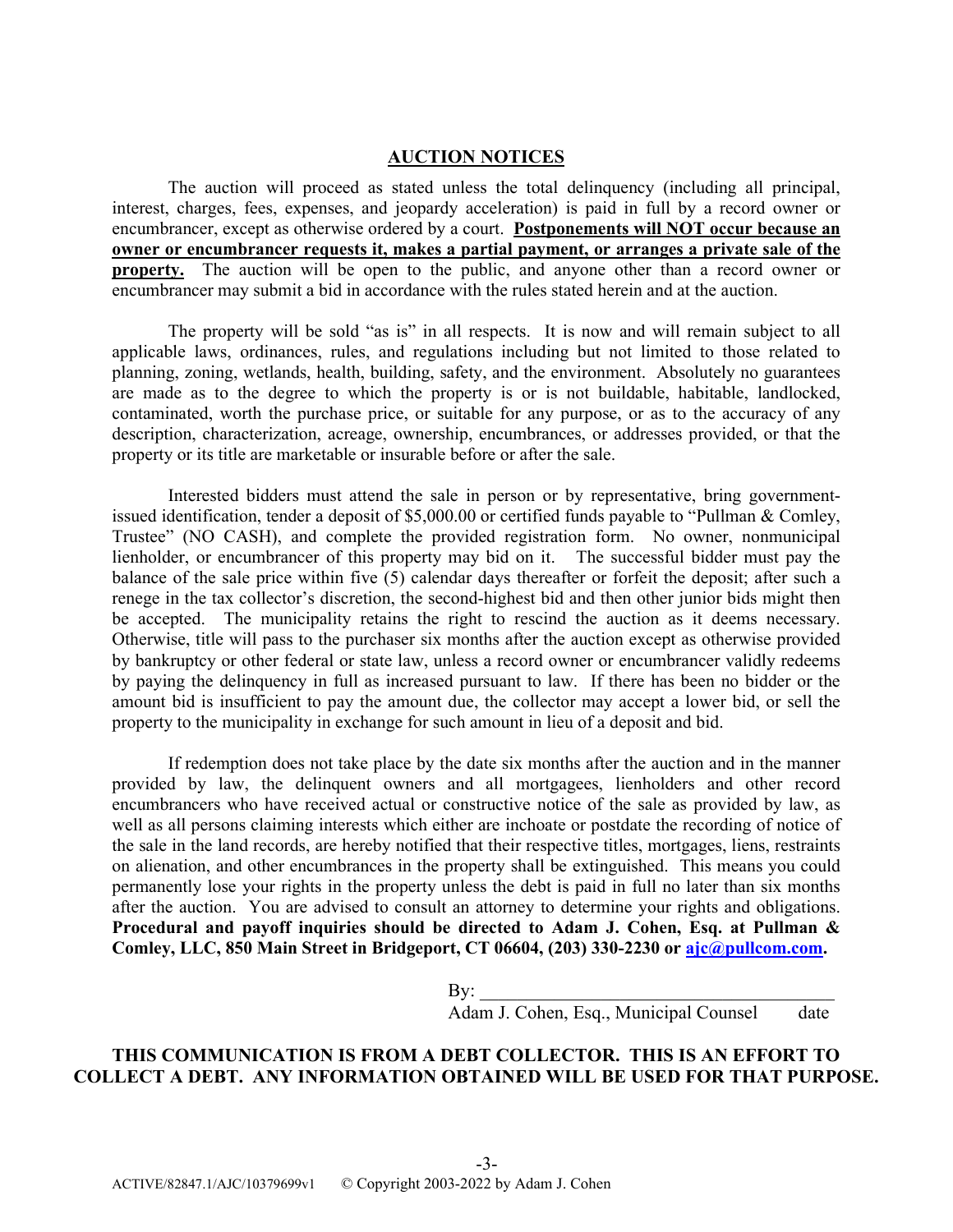## AUCTION NOTICES

The auction will proceed as stated unless the total delinquency (including all principal, interest, charges, fees, expenses, and jeopardy acceleration) is paid in full by a record owner or encumbrancer, except as otherwise ordered by a court. **Postponements will NOT occur because an owner or encumbrancer requests it, makes a partial payment, or arranges a private sale of the property.** The auction will be open to the public, and anyone other than a record owner or encumbrancer may submit a bid in accordance with the rules stated herein and at the auction.

The property will be sold "as is" in all respects. It is now and will remain subject to all applicable laws, ordinances, rules, and regulations including but not limited to those related to planning, zoning, wetlands, health, building, safety, and the environment. Absolutely no guarantees are made as to the degree to which the property is or is not buildable, habitable, landlocked, contaminated, worth the purchase price, or suitable for any purpose, or as to the accuracy of any description, characterization, acreage, ownership, encumbrances, or addresses provided, or that the property or its title are marketable or insurable before or after the sale.

Interested bidders must attend the sale in person or by representative, bring government-issued identification, tender a deposit of $5,000.00 or certified funds payable to "Pullman & Comley, Trustee" (NO CASH), and complete the provided registration form. No owner, nonmunicipal lienholder, or encumbrancer of this property may bid on it. The successful bidder must pay the balance of the sale price within five (5) calendar days thereafter or forfeit the deposit; after such a renege in the tax collector's discretion, the second-highest bid and then other junior bids might then be accepted. The municipality retains the right to rescind the auction as it deems necessary. Otherwise, title will pass to the purchaser six months after the auction except as otherwise provided by bankruptcy or other federal or state law, unless a record owner or encumbrancer validly redeems by paying the delinquency in full as increased pursuant to law. If there has been no bidder or the amount bid is insufficient to pay the amount due, the collector may accept a lower bid, or sell the property to the municipality in exchange for such amount in lieu of a deposit and bid.

If redemption does not take place by the date six months after the auction and in the manner provided by law, the delinquent owners and all mortgagees, lienholders and other record encumbrancers who have received actual or constructive notice of the sale as provided by law, as well as all persons claiming interests which either are inchoate or postdate the recording of notice of the sale in the land records, are hereby notified that their respective titles, mortgages, liens, restraints on alienation, and other encumbrances in the property shall be extinguished. This means you could permanently lose your rights in the property unless the debt is paid in full no later than six months after the auction. You are advised to consult an attorney to determine your rights and obligations. **Procedural and payoff inquiries should be directed to Adam J. Cohen, Esq. at Pullman & Comley, LLC, 850 Main Street in Bridgeport, CT 06604, (203) 330-2230 or ajc@pullcom.com.**

By: ____________________________________

Adam J. Cohen, Esq., Municipal Counsel    date

**THIS COMMUNICATION IS FROM A DEBT COLLECTOR. THIS IS AN EFFORT TO COLLECT A DEBT. ANY INFORMATION OBTAINED WILL BE USED FOR THAT PURPOSE.**

ACTIVE/82847.1/AJC/10379699v1    © Copyright 2003-2022 by Adam J. Cohen